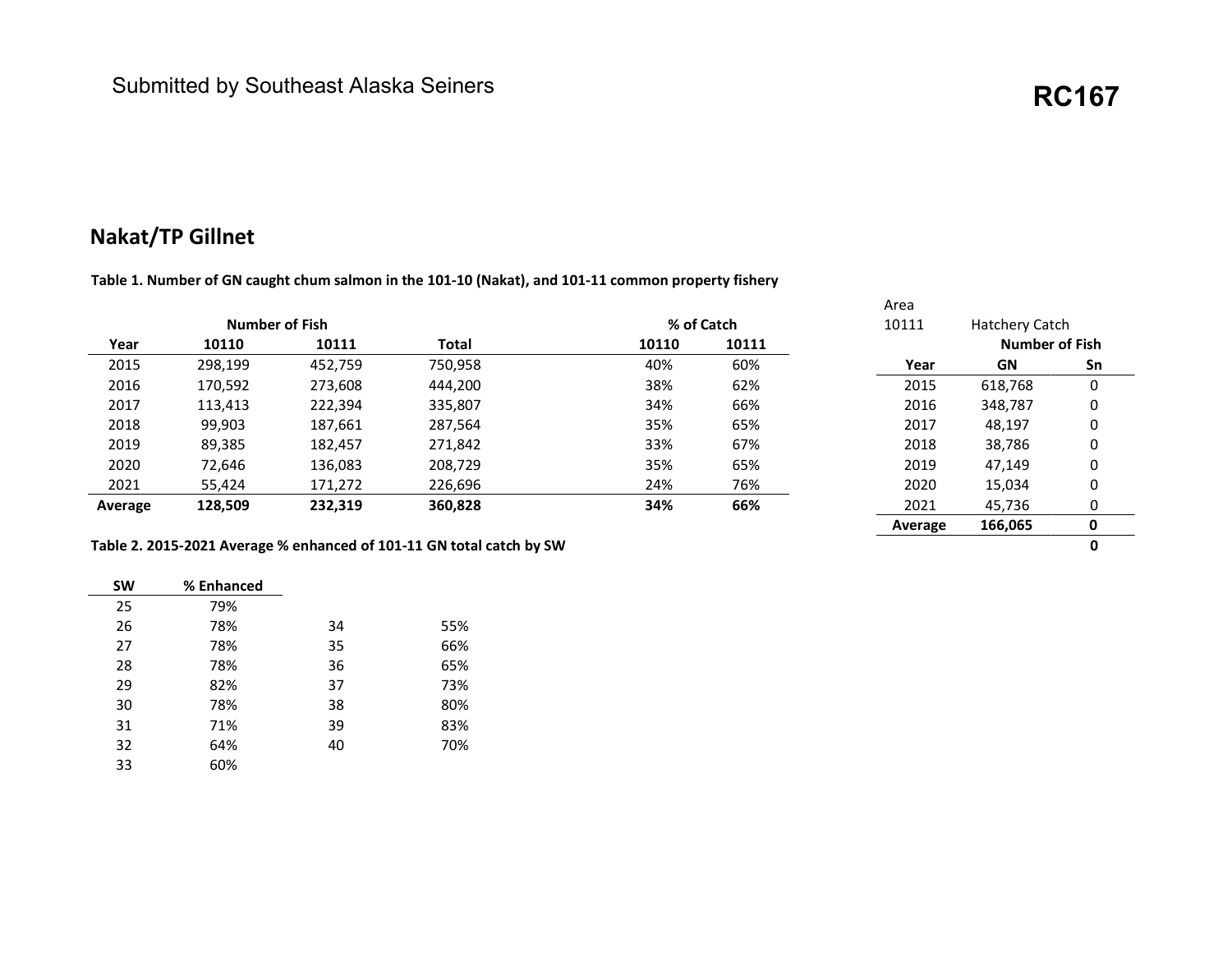Submitted by Southeast Alaska Seiners

RC167

## Nakat/TP Gillnet

**Table 1. Number of GN caught chum salmon in the 101-10 (Nakat), and 101-11 common property fishery**

| | Number of Fish | | | % of Catch | |
|---|---|---|---|---|---|
| **Year** | **10110** | **10111** | **Total** | **10110** | **10111** |
| 2015 | 298,199 | 452,759 | 750,958 | 40% | 60% |
| 2016 | 170,592 | 273,608 | 444,200 | 38% | 62% |
| 2017 | 113,413 | 222,394 | 335,807 | 34% | 66% |
| 2018 | 99,903 | 187,661 | 287,564 | 35% | 65% |
| 2019 | 89,385 | 182,457 | 271,842 | 33% | 67% |
| 2020 | 72,646 | 136,083 | 208,729 | 35% | 65% |
| 2021 | 55,424 | 171,272 | 226,696 | 24% | 76% |
| **Average** | **128,509** | **232,319** | **360,828** | **34%** | **66%** |

Area 10111 Hatchery Catch

| | Number of Fish | |
|---|---|---|
| **Year** | **GN** | **Sn** |
| 2015 | 618,768 | 0 |
| 2016 | 348,787 | 0 |
| 2017 | 48,197 | 0 |
| 2018 | 38,786 | 0 |
| 2019 | 47,149 | 0 |
| 2020 | 15,034 | 0 |
| 2021 | 45,736 | 0 |
| **Average** | **166,065** | **0** |
| | | **0** |

**Table 2. 2015-2021 Average % enhanced of 101-11 GN total catch by SW**

| SW | % Enhanced |
|---|---|
| 25 | 79% |
| 26 | 78% |
| 27 | 78% |
| 28 | 78% |
| 29 | 82% |
| 30 | 78% |
| 31 | 71% |
| 32 | 64% |
| 33 | 60% |
| 34 | 55% |
| 35 | 66% |
| 36 | 65% |
| 37 | 73% |
| 38 | 80% |
| 39 | 83% |
| 40 | 70% |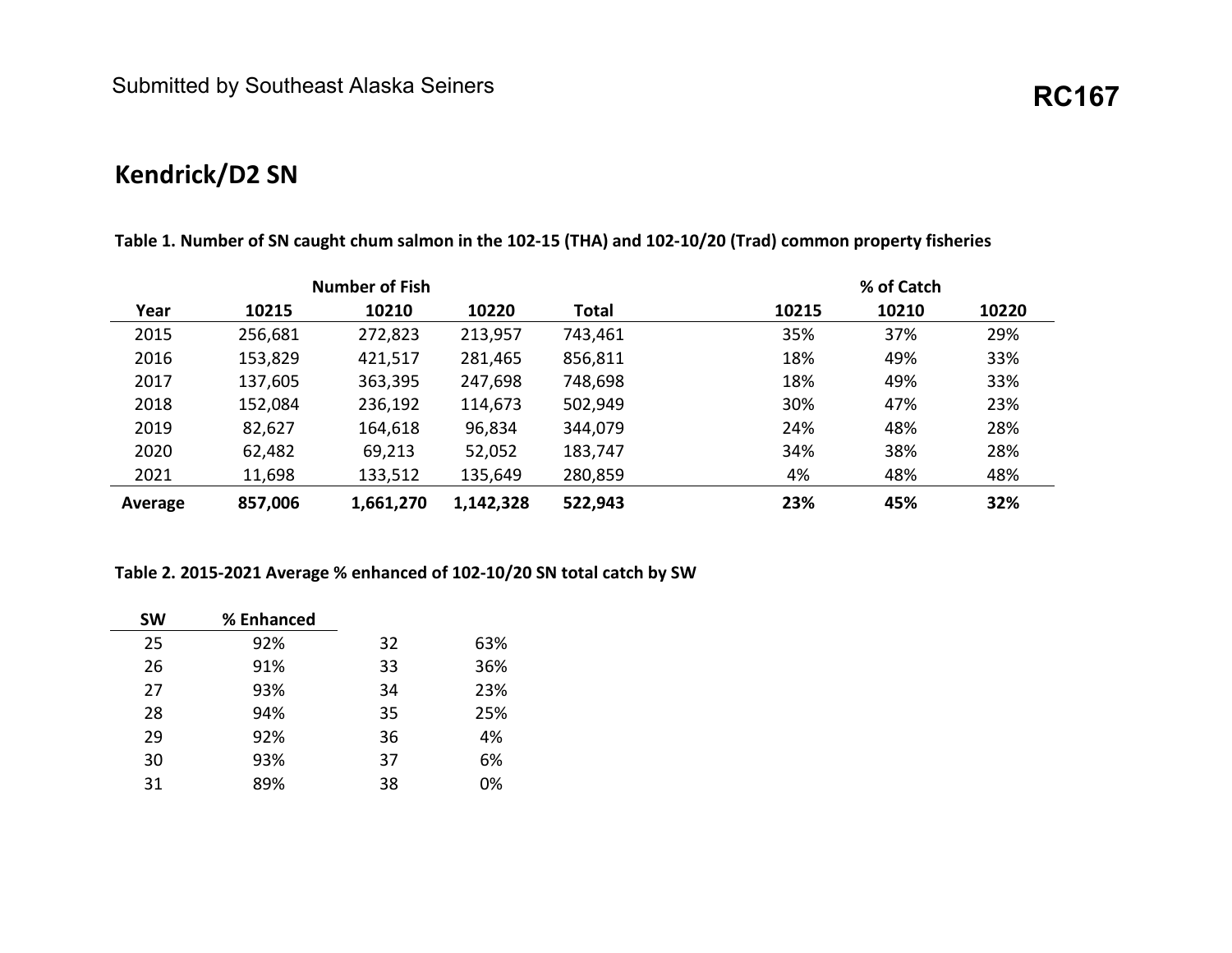Submitted by Southeast Alaska Seiners

**RC167**

## Kendrick/D2 SN

**Table 1. Number of SN caught chum salmon in the 102-15 (THA) and 102-10/20 (Trad) common property fisheries**

| | Number of Fish | | | | % of Catch | | |
|---|---|---|---|---|---|---|---|
| **Year** | **10215** | **10210** | **10220** | **Total** | **10215** | **10210** | **10220** |
| 2015 | 256,681 | 272,823 | 213,957 | 743,461 | 35% | 37% | 29% |
| 2016 | 153,829 | 421,517 | 281,465 | 856,811 | 18% | 49% | 33% |
| 2017 | 137,605 | 363,395 | 247,698 | 748,698 | 18% | 49% | 33% |
| 2018 | 152,084 | 236,192 | 114,673 | 502,949 | 30% | 47% | 23% |
| 2019 | 82,627 | 164,618 | 96,834 | 344,079 | 24% | 48% | 28% |
| 2020 | 62,482 | 69,213 | 52,052 | 183,747 | 34% | 38% | 28% |
| 2021 | 11,698 | 133,512 | 135,649 | 280,859 | 4% | 48% | 48% |
| **Average** | **857,006** | **1,661,270** | **1,142,328** | **522,943** | **23%** | **45%** | **32%** |

**Table 2. 2015-2021 Average % enhanced of 102-10/20 SN total catch by SW**

| SW | % Enhanced | SW | % Enhanced |
|---|---|---|---|
| 25 | 92% | 32 | 63% |
| 26 | 91% | 33 | 36% |
| 27 | 93% | 34 | 23% |
| 28 | 94% | 35 | 25% |
| 29 | 92% | 36 | 4% |
| 30 | 93% | 37 | 6% |
| 31 | 89% | 38 | 0% |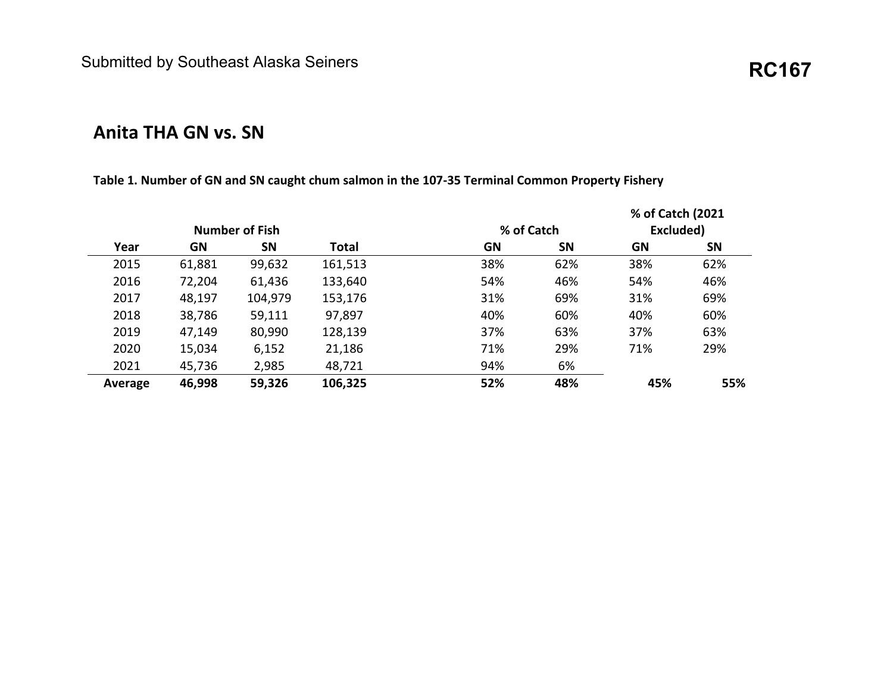Submitted by Southeast Alaska Seiners

**RC167**

## Anita THA GN vs. SN

**Table 1. Number of GN and SN caught chum salmon in the 107-35 Terminal Common Property Fishery**

| | Number of Fish | | | % of Catch | | % of Catch (2021 Excluded) | |
|---|---|---|---|---|---|---|---|
| **Year** | **GN** | **SN** | **Total** | **GN** | **SN** | **GN** | **SN** |
| 2015 | 61,881 | 99,632 | 161,513 | 38% | 62% | 38% | 62% |
| 2016 | 72,204 | 61,436 | 133,640 | 54% | 46% | 54% | 46% |
| 2017 | 48,197 | 104,979 | 153,176 | 31% | 69% | 31% | 69% |
| 2018 | 38,786 | 59,111 | 97,897 | 40% | 60% | 40% | 60% |
| 2019 | 47,149 | 80,990 | 128,139 | 37% | 63% | 37% | 63% |
| 2020 | 15,034 | 6,152 | 21,186 | 71% | 29% | 71% | 29% |
| 2021 | 45,736 | 2,985 | 48,721 | 94% | 6% | | |
| **Average** | **46,998** | **59,326** | **106,325** | **52%** | **48%** | **45%** | **55%** |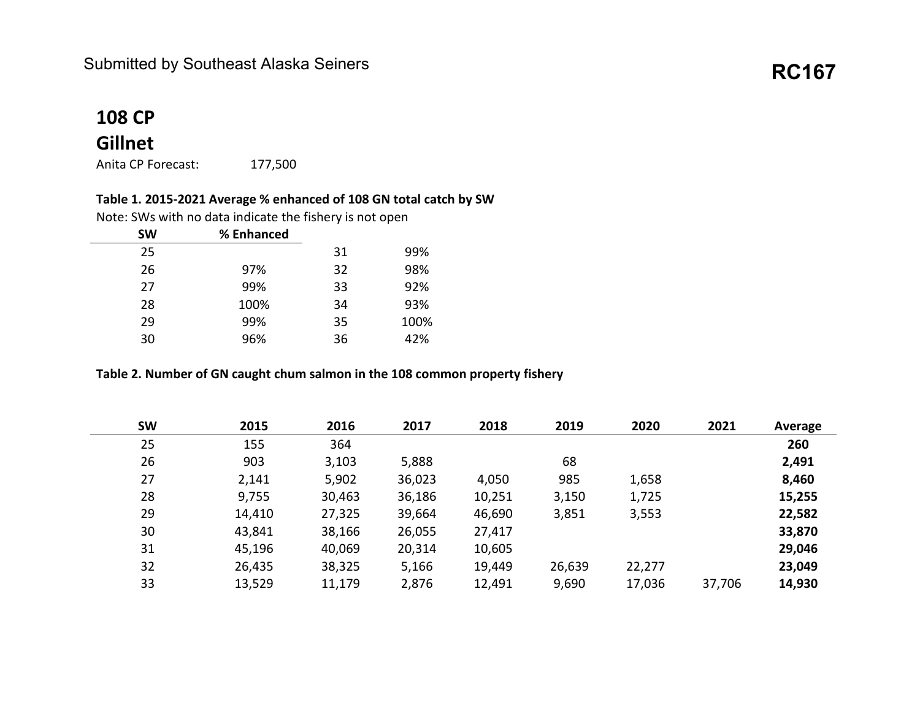# 108 CP

## Gillnet

Anita CP Forecast: 177,500

**Table 1. 2015-2021 Average % enhanced of 108 GN total catch by SW**

Note: SWs with no data indicate the fishery is not open

| SW | % Enhanced |
|---|---|
| 25 | |
| 26 | 97% |
| 27 | 99% |
| 28 | 100% |
| 29 | 99% |
| 30 | 96% |
| 31 | 99% |
| 32 | 98% |
| 33 | 92% |
| 34 | 93% |
| 35 | 100% |
| 36 | 42% |

**Table 2. Number of GN caught chum salmon in the 108 common property fishery**

| SW | 2015 | 2016 | 2017 | 2018 | 2019 | 2020 | 2021 | Average |
|---|---|---|---|---|---|---|---|---|
| 25 | 155 | 364 | | | | | | **260** |
| 26 | 903 | 3,103 | 5,888 | | 68 | | | **2,491** |
| 27 | 2,141 | 5,902 | 36,023 | 4,050 | 985 | 1,658 | | **8,460** |
| 28 | 9,755 | 30,463 | 36,186 | 10,251 | 3,150 | 1,725 | | **15,255** |
| 29 | 14,410 | 27,325 | 39,664 | 46,690 | 3,851 | 3,553 | | **22,582** |
| 30 | 43,841 | 38,166 | 26,055 | 27,417 | | | | **33,870** |
| 31 | 45,196 | 40,069 | 20,314 | 10,605 | | | | **29,046** |
| 32 | 26,435 | 38,325 | 5,166 | 19,449 | 26,639 | 22,277 | | **23,049** |
| 33 | 13,529 | 11,179 | 2,876 | 12,491 | 9,690 | 17,036 | 37,706 | **14,930** |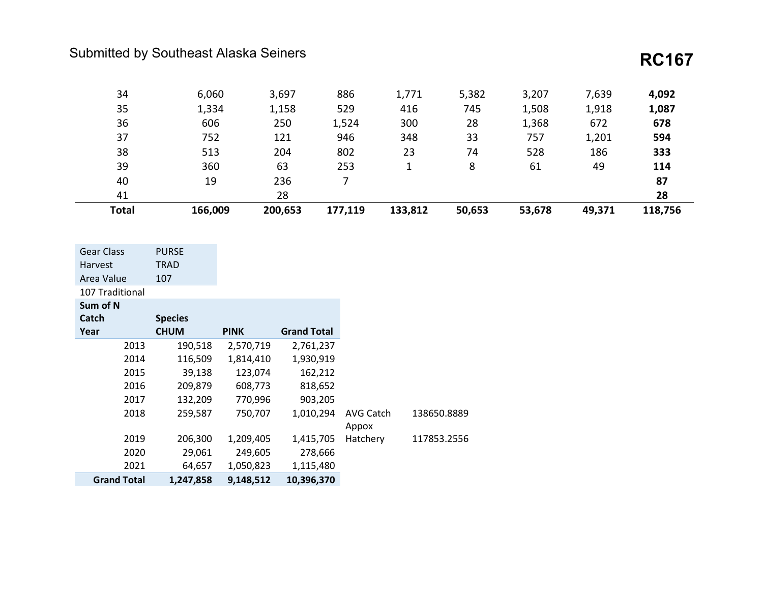Submitted by Southeast Alaska Seiners

# RC167

| | | | | | | | | |
|---|---|---|---|---|---|---|---|---|
| 34 | 6,060 | 3,697 | 886 | 1,771 | 5,382 | 3,207 | 7,639 | **4,092** |
| 35 | 1,334 | 1,158 | 529 | 416 | 745 | 1,508 | 1,918 | **1,087** |
| 36 | 606 | 250 | 1,524 | 300 | 28 | 1,368 | 672 | **678** |
| 37 | 752 | 121 | 946 | 348 | 33 | 757 | 1,201 | **594** |
| 38 | 513 | 204 | 802 | 23 | 74 | 528 | 186 | **333** |
| 39 | 360 | 63 | 253 | 1 | 8 | 61 | 49 | **114** |
| 40 | 19 | 236 | 7 | | | | | **87** |
| 41 | | 28 | | | | | | **28** |
| **Total** | **166,009** | **200,653** | **177,119** | **133,812** | **50,653** | **53,678** | **49,371** | **118,756** |

| | |
|---|---|
| Gear Class | PURSE |
| Harvest | TRAD |
| Area Value | 107 |

107 Traditional

| **Sum of N Catch Year** | **Species CHUM** | **PINK** | **Grand Total** | | |
|---|---|---|---|---|---|
| 2013 | 190,518 | 2,570,719 | 2,761,237 | | |
| 2014 | 116,509 | 1,814,410 | 1,930,919 | | |
| 2015 | 39,138 | 123,074 | 162,212 | | |
| 2016 | 209,879 | 608,773 | 818,652 | | |
| 2017 | 132,209 | 770,996 | 903,205 | | |
| 2018 | 259,587 | 750,707 | 1,010,294 | AVG Catch | 138650.8889 |
| 2019 | 206,300 | 1,209,405 | 1,415,705 | Appox Hatchery | 117853.2556 |
| 2020 | 29,061 | 249,605 | 278,666 | | |
| 2021 | 64,657 | 1,050,823 | 1,115,480 | | |
| **Grand Total** | **1,247,858** | **9,148,512** | **10,396,370** | | |